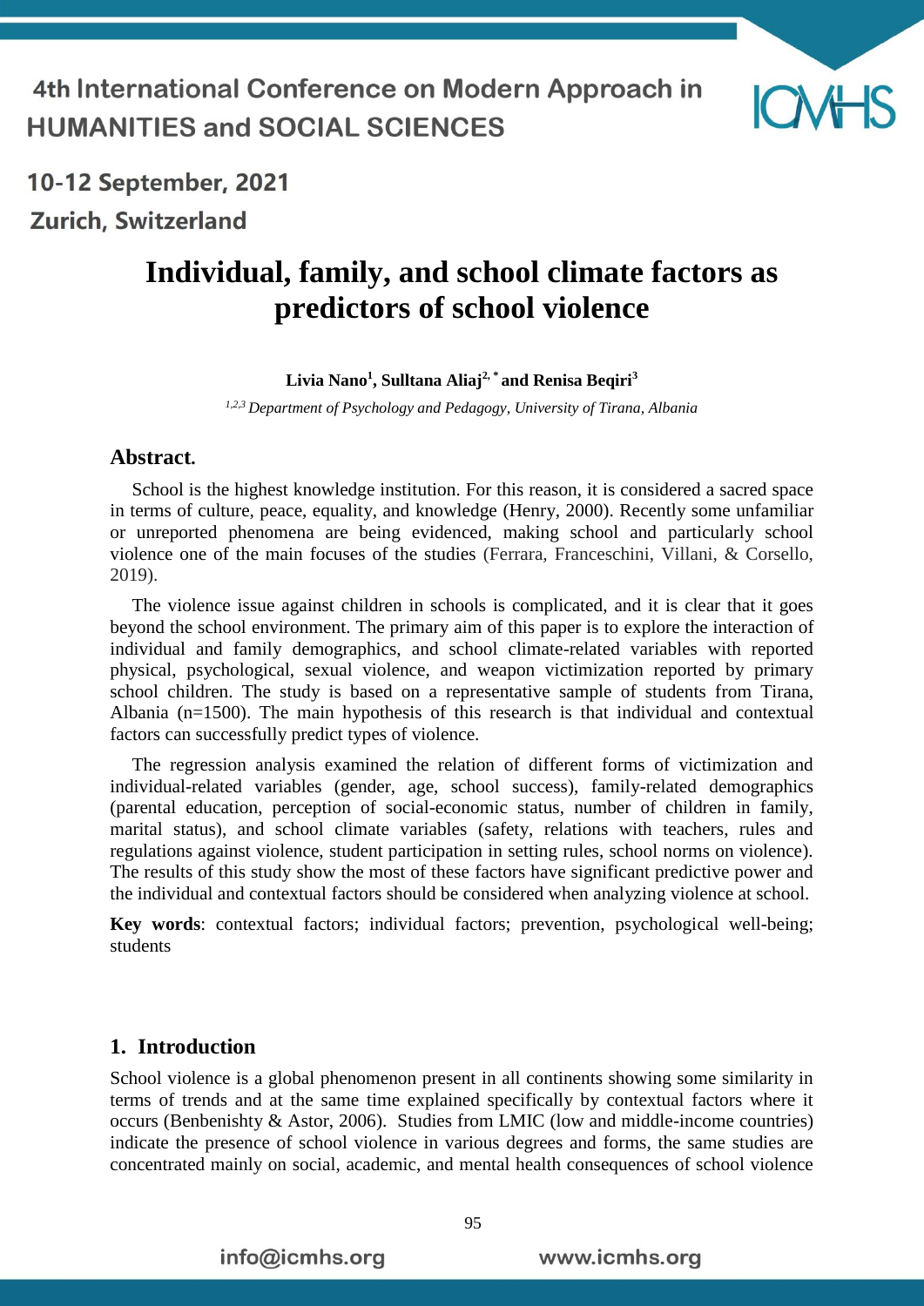# Individual, family, and school climate factors as predictors of school violence

**Livia Nano[1], Sulltana Aliaj[2,*] and Renisa Beqiri[3]**

*[1,2,3] Department of Psychology and Pedagogy, University of Tirana, Albania*

## Abstract.

School is the highest knowledge institution. For this reason, it is considered a sacred space in terms of culture, peace, equality, and knowledge (Henry, 2000). Recently some unfamiliar or unreported phenomena are being evidenced, making school and particularly school violence one of the main focuses of the studies (Ferrara, Franceschini, Villani, & Corsello, 2019).

The violence issue against children in schools is complicated, and it is clear that it goes beyond the school environment. The primary aim of this paper is to explore the interaction of individual and family demographics, and school climate-related variables with reported physical, psychological, sexual violence, and weapon victimization reported by primary school children. The study is based on a representative sample of students from Tirana, Albania (n=1500). The main hypothesis of this research is that individual and contextual factors can successfully predict types of violence.

The regression analysis examined the relation of different forms of victimization and individual-related variables (gender, age, school success), family-related demographics (parental education, perception of social-economic status, number of children in family, marital status), and school climate variables (safety, relations with teachers, rules and regulations against violence, student participation in setting rules, school norms on violence). The results of this study show the most of these factors have significant predictive power and the individual and contextual factors should be considered when analyzing violence at school.

**Key words**: contextual factors; individual factors; prevention, psychological well-being; students

## 1. Introduction

School violence is a global phenomenon present in all continents showing some similarity in terms of trends and at the same time explained specifically by contextual factors where it occurs (Benbenishty & Astor, 2006). Studies from LMIC (low and middle-income countries) indicate the presence of school violence in various degrees and forms, the same studies are concentrated mainly on social, academic, and mental health consequences of school violence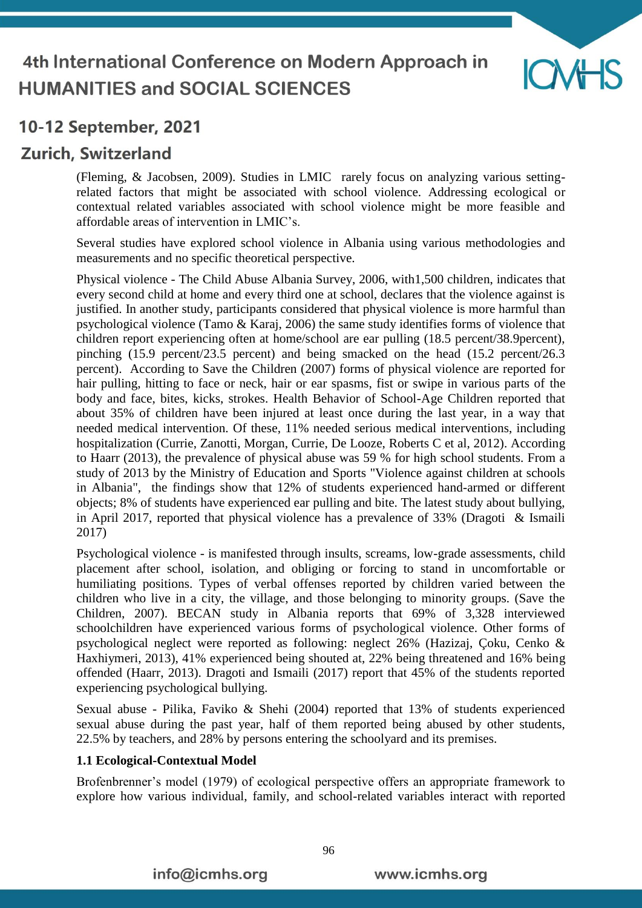(Fleming, & Jacobsen, 2009). Studies in LMIC rarely focus on analyzing various setting-related factors that might be associated with school violence. Addressing ecological or contextual related variables associated with school violence might be more feasible and affordable areas of intervention in LMIC's.

Several studies have explored school violence in Albania using various methodologies and measurements and no specific theoretical perspective.

Physical violence - The Child Abuse Albania Survey, 2006, with1,500 children, indicates that every second child at home and every third one at school, declares that the violence against is justified. In another study, participants considered that physical violence is more harmful than psychological violence (Tamo & Karaj, 2006) the same study identifies forms of violence that children report experiencing often at home/school are ear pulling (18.5 percent/38.9percent), pinching (15.9 percent/23.5 percent) and being smacked on the head (15.2 percent/26.3 percent). According to Save the Children (2007) forms of physical violence are reported for hair pulling, hitting to face or neck, hair or ear spasms, fist or swipe in various parts of the body and face, bites, kicks, strokes. Health Behavior of School-Age Children reported that about 35% of children have been injured at least once during the last year, in a way that needed medical intervention. Of these, 11% needed serious medical interventions, including hospitalization (Currie, Zanotti, Morgan, Currie, De Looze, Roberts C et al, 2012). According to Haarr (2013), the prevalence of physical abuse was 59 % for high school students. From a study of 2013 by the Ministry of Education and Sports "Violence against children at schools in Albania", the findings show that 12% of students experienced hand-armed or different objects; 8% of students have experienced ear pulling and bite. The latest study about bullying, in April 2017, reported that physical violence has a prevalence of 33% (Dragoti & Ismaili 2017)

Psychological violence - is manifested through insults, screams, low-grade assessments, child placement after school, isolation, and obliging or forcing to stand in uncomfortable or humiliating positions. Types of verbal offenses reported by children varied between the children who live in a city, the village, and those belonging to minority groups. (Save the Children, 2007). BECAN study in Albania reports that 69% of 3,328 interviewed schoolchildren have experienced various forms of psychological violence. Other forms of psychological neglect were reported as following: neglect 26% (Hazizaj, Çoku, Cenko & Haxhiymeri, 2013), 41% experienced being shouted at, 22% being threatened and 16% being offended (Haarr, 2013). Dragoti and Ismaili (2017) report that 45% of the students reported experiencing psychological bullying.

Sexual abuse - Pilika, Faviko & Shehi (2004) reported that 13% of students experienced sexual abuse during the past year, half of them reported being abused by other students, 22.5% by teachers, and 28% by persons entering the schoolyard and its premises.

### 1.1 Ecological-Contextual Model

Brofenbrenner's model (1979) of ecological perspective offers an appropriate framework to explore how various individual, family, and school-related variables interact with reported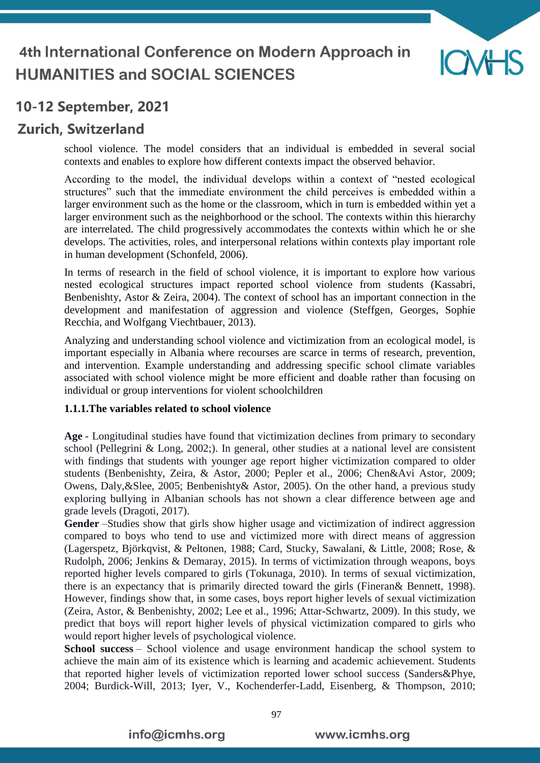school violence. The model considers that an individual is embedded in several social contexts and enables to explore how different contexts impact the observed behavior.

According to the model, the individual develops within a context of "nested ecological structures" such that the immediate environment the child perceives is embedded within a larger environment such as the home or the classroom, which in turn is embedded within yet a larger environment such as the neighborhood or the school. The contexts within this hierarchy are interrelated. The child progressively accommodates the contexts within which he or she develops. The activities, roles, and interpersonal relations within contexts play important role in human development (Schonfeld, 2006).

In terms of research in the field of school violence, it is important to explore how various nested ecological structures impact reported school violence from students (Kassabri, Benbenishty, Astor & Zeira, 2004). The context of school has an important connection in the development and manifestation of aggression and violence (Steffgen, Georges, Sophie Recchia, and Wolfgang Viechtbauer, 2013).

Analyzing and understanding school violence and victimization from an ecological model, is important especially in Albania where recourses are scarce in terms of research, prevention, and intervention. Example understanding and addressing specific school climate variables associated with school violence might be more efficient and doable rather than focusing on individual or group interventions for violent schoolchildren

#### 1.1.1.The variables related to school violence

**Age** - Longitudinal studies have found that victimization declines from primary to secondary school (Pellegrini & Long, 2002;). In general, other studies at a national level are consistent with findings that students with younger age report higher victimization compared to older students (Benbenishty, Zeira, & Astor, 2000; Pepler et al., 2006; Chen&Avi Astor, 2009; Owens, Daly,&Slee, 2005; Benbenishty& Astor, 2005). On the other hand, a previous study exploring bullying in Albanian schools has not shown a clear difference between age and grade levels (Dragoti, 2017).

**Gender** –Studies show that girls show higher usage and victimization of indirect aggression compared to boys who tend to use and victimized more with direct means of aggression (Lagerspetz, Björkqvist, & Peltonen, 1988; Card, Stucky, Sawalani, & Little, 2008; Rose, & Rudolph, 2006; Jenkins & Demaray, 2015). In terms of victimization through weapons, boys reported higher levels compared to girls (Tokunaga, 2010). In terms of sexual victimization, there is an expectancy that is primarily directed toward the girls (Fineran& Bennett, 1998). However, findings show that, in some cases, boys report higher levels of sexual victimization (Zeira, Astor, & Benbenishty, 2002; Lee et al., 1996; Attar-Schwartz, 2009). In this study, we predict that boys will report higher levels of physical victimization compared to girls who would report higher levels of psychological violence.

**School success** – School violence and usage environment handicap the school system to achieve the main aim of its existence which is learning and academic achievement. Students that reported higher levels of victimization reported lower school success (Sanders&Phye, 2004; Burdick-Will, 2013; Iyer, V., Kochenderfer-Ladd, Eisenberg, & Thompson, 2010;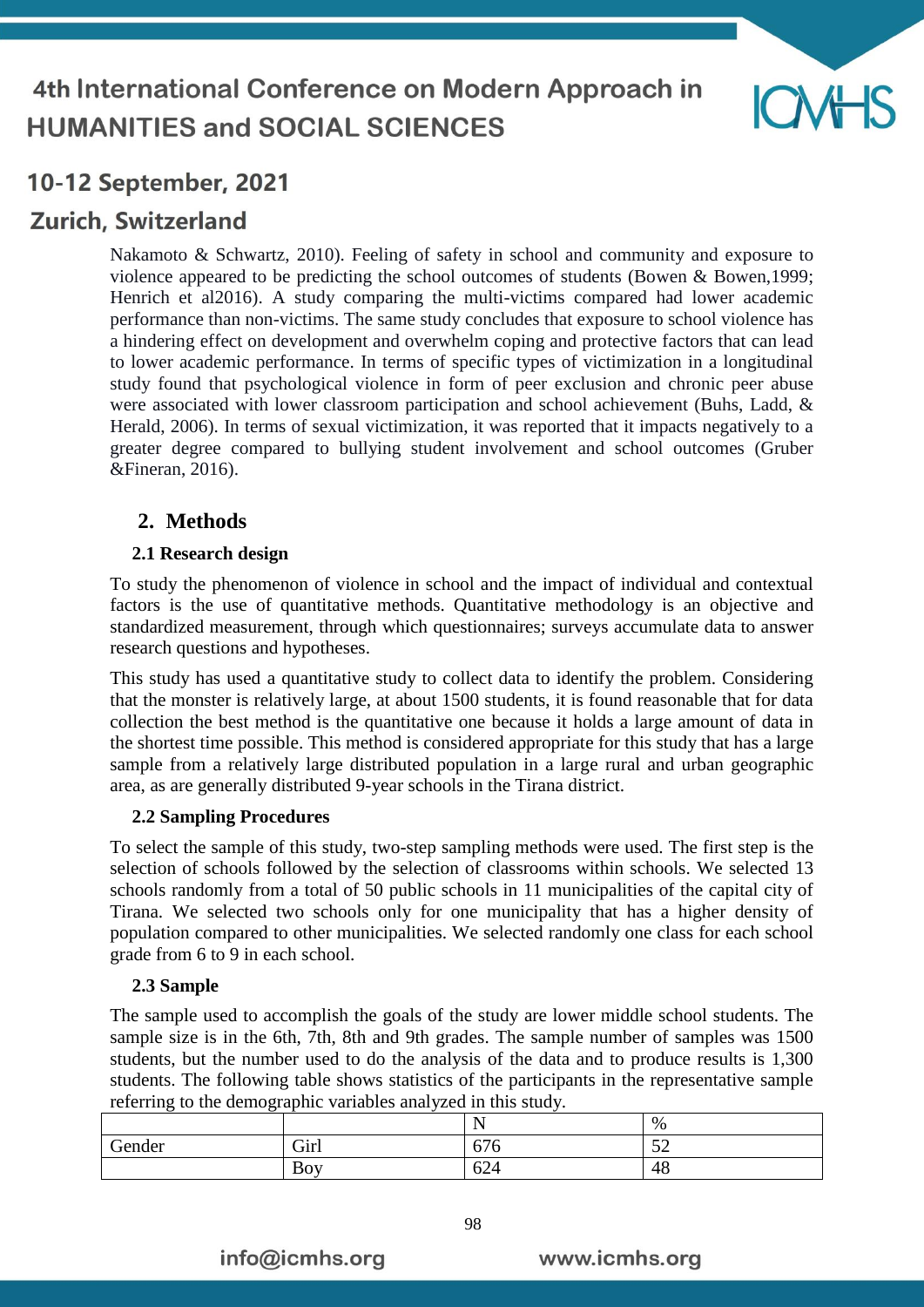Nakamoto & Schwartz, 2010). Feeling of safety in school and community and exposure to violence appeared to be predicting the school outcomes of students (Bowen & Bowen,1999; Henrich et al2016). A study comparing the multi-victims compared had lower academic performance than non-victims. The same study concludes that exposure to school violence has a hindering effect on development and overwhelm coping and protective factors that can lead to lower academic performance. In terms of specific types of victimization in a longitudinal study found that psychological violence in form of peer exclusion and chronic peer abuse were associated with lower classroom participation and school achievement (Buhs, Ladd, & Herald, 2006). In terms of sexual victimization, it was reported that it impacts negatively to a greater degree compared to bullying student involvement and school outcomes (Gruber &Fineran, 2016).

## 2. Methods

### 2.1 Research design

To study the phenomenon of violence in school and the impact of individual and contextual factors is the use of quantitative methods. Quantitative methodology is an objective and standardized measurement, through which questionnaires; surveys accumulate data to answer research questions and hypotheses.

This study has used a quantitative study to collect data to identify the problem. Considering that the monster is relatively large, at about 1500 students, it is found reasonable that for data collection the best method is the quantitative one because it holds a large amount of data in the shortest time possible. This method is considered appropriate for this study that has a large sample from a relatively large distributed population in a large rural and urban geographic area, as are generally distributed 9-year schools in the Tirana district.

### 2.2 Sampling Procedures

To select the sample of this study, two-step sampling methods were used. The first step is the selection of schools followed by the selection of classrooms within schools. We selected 13 schools randomly from a total of 50 public schools in 11 municipalities of the capital city of Tirana. We selected two schools only for one municipality that has a higher density of population compared to other municipalities. We selected randomly one class for each school grade from 6 to 9 in each school.

### 2.3 Sample

The sample used to accomplish the goals of the study are lower middle school students. The sample size is in the 6th, 7th, 8th and 9th grades. The sample number of samples was 1500 students, but the number used to do the analysis of the data and to produce results is 1,300 students. The following table shows statistics of the participants in the representative sample referring to the demographic variables analyzed in this study.

| | | N | % |
|---|---|---|---|
| Gender | Girl | 676 | 52 |
| | Boy | 624 | 48 |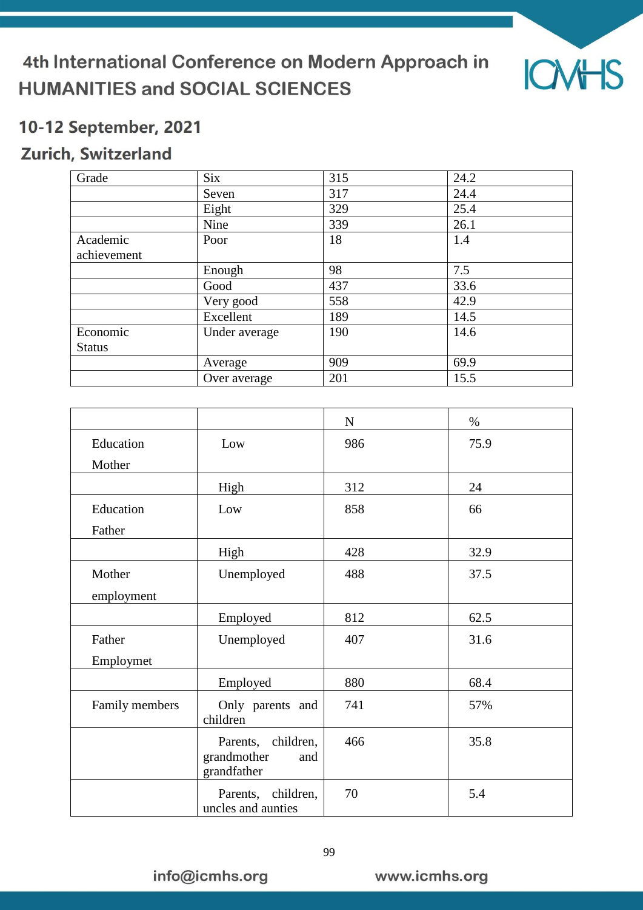| | | | |
|---|---|---|---|
| Grade | Six | 315 | 24.2 |
| | Seven | 317 | 24.4 |
| | Eight | 329 | 25.4 |
| | Nine | 339 | 26.1 |
| Academic achievement | Poor | 18 | 1.4 |
| | Enough | 98 | 7.5 |
| | Good | 437 | 33.6 |
| | Very good | 558 | 42.9 |
| | Excellent | 189 | 14.5 |
| Economic Status | Under average | 190 | 14.6 |
| | Average | 909 | 69.9 |
| | Over average | 201 | 15.5 |

| | | N | % |
|---|---|---|---|
| Education Mother | Low | 986 | 75.9 |
| | High | 312 | 24 |
| Education Father | Low | 858 | 66 |
| | High | 428 | 32.9 |
| Mother employment | Unemployed | 488 | 37.5 |
| | Employed | 812 | 62.5 |
| Father Employmet | Unemployed | 407 | 31.6 |
| | Employed | 880 | 68.4 |
| Family members | Only parents and children | 741 | 57% |
| | Parents, children, grandmother and grandfather | 466 | 35.8 |
| | Parents, children, uncles and aunties | 70 | 5.4 |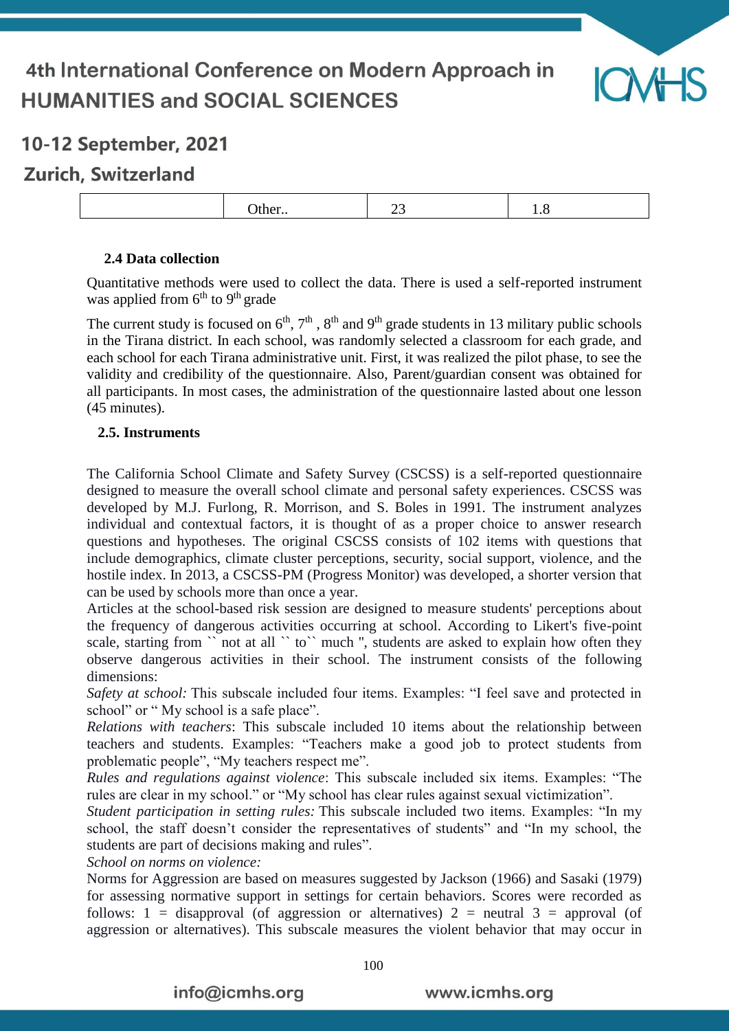| | Other.. | 23 | 1.8 |
|---|---|---|---|

### 2.4 Data collection

Quantitative methods were used to collect the data. There is used a self-reported instrument was applied from 6th to 9th grade

The current study is focused on 6th, 7th , 8th and 9th grade students in 13 military public schools in the Tirana district. In each school, was randomly selected a classroom for each grade, and each school for each Tirana administrative unit. First, it was realized the pilot phase, to see the validity and credibility of the questionnaire. Also, Parent/guardian consent was obtained for all participants. In most cases, the administration of the questionnaire lasted about one lesson (45 minutes).

### 2.5. Instruments

The California School Climate and Safety Survey (CSCSS) is a self-reported questionnaire designed to measure the overall school climate and personal safety experiences. CSCSS was developed by M.J. Furlong, R. Morrison, and S. Boles in 1991. The instrument analyzes individual and contextual factors, it is thought of as a proper choice to answer research questions and hypotheses. The original CSCSS consists of 102 items with questions that include demographics, climate cluster perceptions, security, social support, violence, and the hostile index. In 2013, a CSCSS-PM (Progress Monitor) was developed, a shorter version that can be used by schools more than once a year.

Articles at the school-based risk session are designed to measure students' perceptions about the frequency of dangerous activities occurring at school. According to Likert's five-point scale, starting from `` not at all `` to`` much ", students are asked to explain how often they observe dangerous activities in their school. The instrument consists of the following dimensions:

*Safety at school:* This subscale included four items. Examples: “I feel save and protected in school” or “ My school is a safe place”.

*Relations with teachers*: This subscale included 10 items about the relationship between teachers and students. Examples: “Teachers make a good job to protect students from problematic people”, “My teachers respect me”.

*Rules and regulations against violence*: This subscale included six items. Examples: “The rules are clear in my school.” or “My school has clear rules against sexual victimization”.

*Student participation in setting rules:* This subscale included two items. Examples: “In my school, the staff doesn’t consider the representatives of students” and “In my school, the students are part of decisions making and rules”.

*School on norms on violence:*

Norms for Aggression are based on measures suggested by Jackson (1966) and Sasaki (1979) for assessing normative support in settings for certain behaviors. Scores were recorded as follows: 1 = disapproval (of aggression or alternatives) 2 = neutral 3 = approval (of aggression or alternatives). This subscale measures the violent behavior that may occur in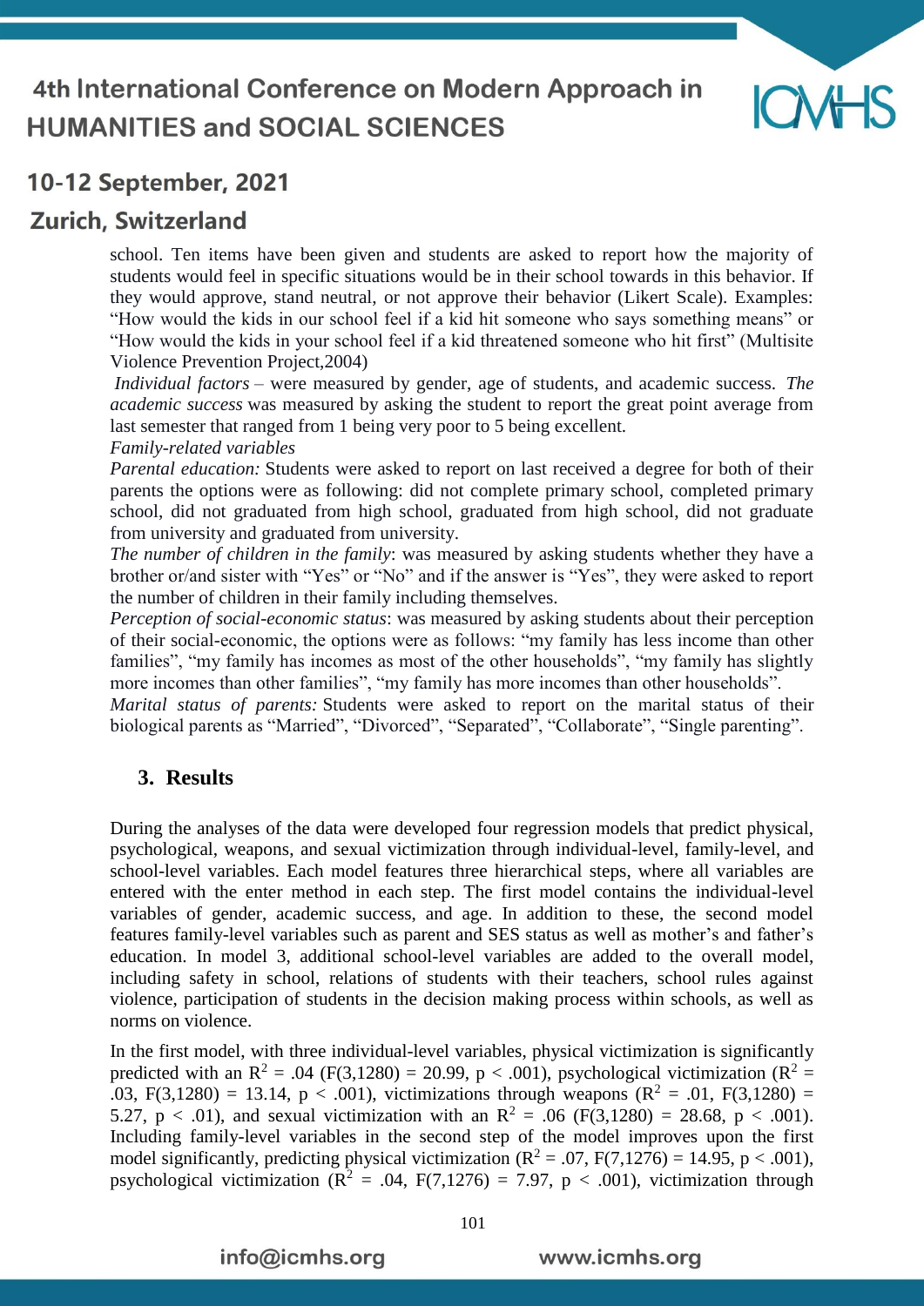school. Ten items have been given and students are asked to report how the majority of students would feel in specific situations would be in their school towards in this behavior. If they would approve, stand neutral, or not approve their behavior (Likert Scale). Examples: "How would the kids in our school feel if a kid hit someone who says something means" or "How would the kids in your school feel if a kid threatened someone who hit first" (Multisite Violence Prevention Project,2004)

*Individual factors* – were measured by gender, age of students, and academic success. *The academic success* was measured by asking the student to report the great point average from last semester that ranged from 1 being very poor to 5 being excellent.

*Family-related variables*

*Parental education:* Students were asked to report on last received a degree for both of their parents the options were as following: did not complete primary school, completed primary school, did not graduated from high school, graduated from high school, did not graduate from university and graduated from university.

*The number of children in the family*: was measured by asking students whether they have a brother or/and sister with "Yes" or "No" and if the answer is "Yes", they were asked to report the number of children in their family including themselves.

*Perception of social-economic status*: was measured by asking students about their perception of their social-economic, the options were as follows: "my family has less income than other families", "my family has incomes as most of the other households", "my family has slightly more incomes than other families", "my family has more incomes than other households".

*Marital status of parents:* Students were asked to report on the marital status of their biological parents as "Married", "Divorced", "Separated", "Collaborate", "Single parenting".

## 3. Results

During the analyses of the data were developed four regression models that predict physical, psychological, weapons, and sexual victimization through individual-level, family-level, and school-level variables. Each model features three hierarchical steps, where all variables are entered with the enter method in each step. The first model contains the individual-level variables of gender, academic success, and age. In addition to these, the second model features family-level variables such as parent and SES status as well as mother's and father's education. In model 3, additional school-level variables are added to the overall model, including safety in school, relations of students with their teachers, school rules against violence, participation of students in the decision making process within schools, as well as norms on violence.

In the first model, with three individual-level variables, physical victimization is significantly predicted with an $R^2 = .04$ ($F(3,1280) = 20.99$, $p < .001$), psychological victimization ($R^2 = .03$, $F(3,1280) = 13.14$, $p < .001$), victimizations through weapons ($R^2 = .01$, $F(3,1280) = 5.27$, $p < .01$), and sexual victimization with an $R^2 = .06$ ($F(3,1280) = 28.68$, $p < .001$). Including family-level variables in the second step of the model improves upon the first model significantly, predicting physical victimization ($R^2 = .07$, $F(7,1276) = 14.95$, $p < .001$), psychological victimization ($R^2 = .04$, $F(7,1276) = 7.97$, $p < .001$), victimization through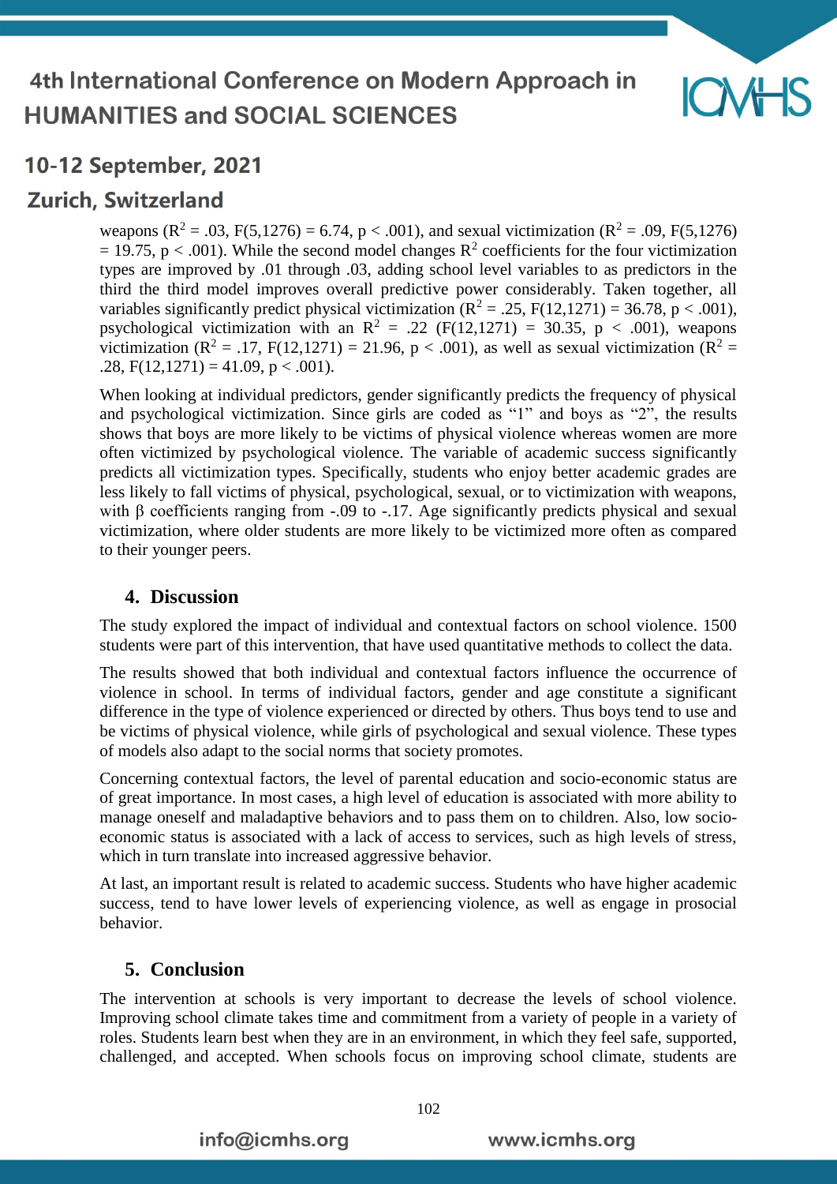weapons ($R^2 = .03$, $F(5,1276) = 6.74$, $p < .001$), and sexual victimization ($R^2 = .09$, $F(5,1276) = 19.75$, $p < .001$). While the second model changes $R^2$ coefficients for the four victimization types are improved by .01 through .03, adding school level variables to as predictors in the third the third model improves overall predictive power considerably. Taken together, all variables significantly predict physical victimization ($R^2 = .25$, $F(12,1271) = 36.78$, $p < .001$), psychological victimization with an $R^2 = .22$ ($F(12,1271) = 30.35$, $p < .001$), weapons victimization ($R^2 = .17$, $F(12,1271) = 21.96$, $p < .001$), as well as sexual victimization ($R^2 = .28$, $F(12,1271) = 41.09$, $p < .001$).

When looking at individual predictors, gender significantly predicts the frequency of physical and psychological victimization. Since girls are coded as "1" and boys as "2", the results shows that boys are more likely to be victims of physical violence whereas women are more often victimized by psychological violence. The variable of academic success significantly predicts all victimization types. Specifically, students who enjoy better academic grades are less likely to fall victims of physical, psychological, sexual, or to victimization with weapons, with $\beta$ coefficients ranging from -.09 to -.17. Age significantly predicts physical and sexual victimization, where older students are more likely to be victimized more often as compared to their younger peers.

## 4. Discussion

The study explored the impact of individual and contextual factors on school violence. 1500 students were part of this intervention, that have used quantitative methods to collect the data.

The results showed that both individual and contextual factors influence the occurrence of violence in school. In terms of individual factors, gender and age constitute a significant difference in the type of violence experienced or directed by others. Thus boys tend to use and be victims of physical violence, while girls of psychological and sexual violence. These types of models also adapt to the social norms that society promotes.

Concerning contextual factors, the level of parental education and socio-economic status are of great importance. In most cases, a high level of education is associated with more ability to manage oneself and maladaptive behaviors and to pass them on to children. Also, low socio-economic status is associated with a lack of access to services, such as high levels of stress, which in turn translate into increased aggressive behavior.

At last, an important result is related to academic success. Students who have higher academic success, tend to have lower levels of experiencing violence, as well as engage in prosocial behavior.

## 5. Conclusion

The intervention at schools is very important to decrease the levels of school violence. Improving school climate takes time and commitment from a variety of people in a variety of roles. Students learn best when they are in an environment, in which they feel safe, supported, challenged, and accepted. When schools focus on improving school climate, students are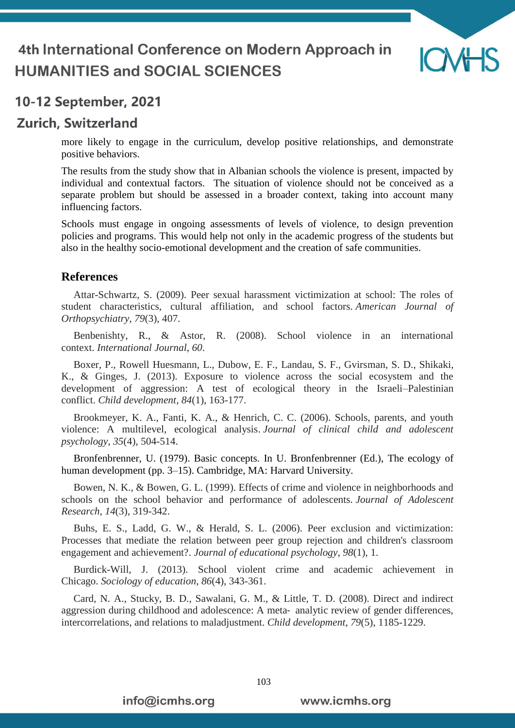more likely to engage in the curriculum, develop positive relationships, and demonstrate positive behaviors.

The results from the study show that in Albanian schools the violence is present, impacted by individual and contextual factors. The situation of violence should not be conceived as a separate problem but should be assessed in a broader context, taking into account many influencing factors.

Schools must engage in ongoing assessments of levels of violence, to design prevention policies and programs. This would help not only in the academic progress of the students but also in the healthy socio-emotional development and the creation of safe communities.

## References

Attar-Schwartz, S. (2009). Peer sexual harassment victimization at school: The roles of student characteristics, cultural affiliation, and school factors. *American Journal of Orthopsychiatry*, *79*(3), 407.

Benbenishty, R., & Astor, R. (2008). School violence in an international context. *International Journal*, *60*.

Boxer, P., Rowell Huesmann, L., Dubow, E. F., Landau, S. F., Gvirsman, S. D., Shikaki, K., & Ginges, J. (2013). Exposure to violence across the social ecosystem and the development of aggression: A test of ecological theory in the Israeli–Palestinian conflict. *Child development*, *84*(1), 163-177.

Brookmeyer, K. A., Fanti, K. A., & Henrich, C. C. (2006). Schools, parents, and youth violence: A multilevel, ecological analysis. *Journal of clinical child and adolescent psychology*, *35*(4), 504-514.

Bronfenbrenner, U. (1979). Basic concepts. In U. Bronfenbrenner (Ed.), The ecology of human development (pp. 3–15). Cambridge, MA: Harvard University.

Bowen, N. K., & Bowen, G. L. (1999). Effects of crime and violence in neighborhoods and schools on the school behavior and performance of adolescents. *Journal of Adolescent Research*, *14*(3), 319-342.

Buhs, E. S., Ladd, G. W., & Herald, S. L. (2006). Peer exclusion and victimization: Processes that mediate the relation between peer group rejection and children's classroom engagement and achievement?. *Journal of educational psychology*, *98*(1), 1.

Burdick-Will, J. (2013). School violent crime and academic achievement in Chicago. *Sociology of education*, *86*(4), 343-361.

Card, N. A., Stucky, B. D., Sawalani, G. M., & Little, T. D. (2008). Direct and indirect aggression during childhood and adolescence: A meta- analytic review of gender differences, intercorrelations, and relations to maladjustment. *Child development*, *79*(5), 1185-1229.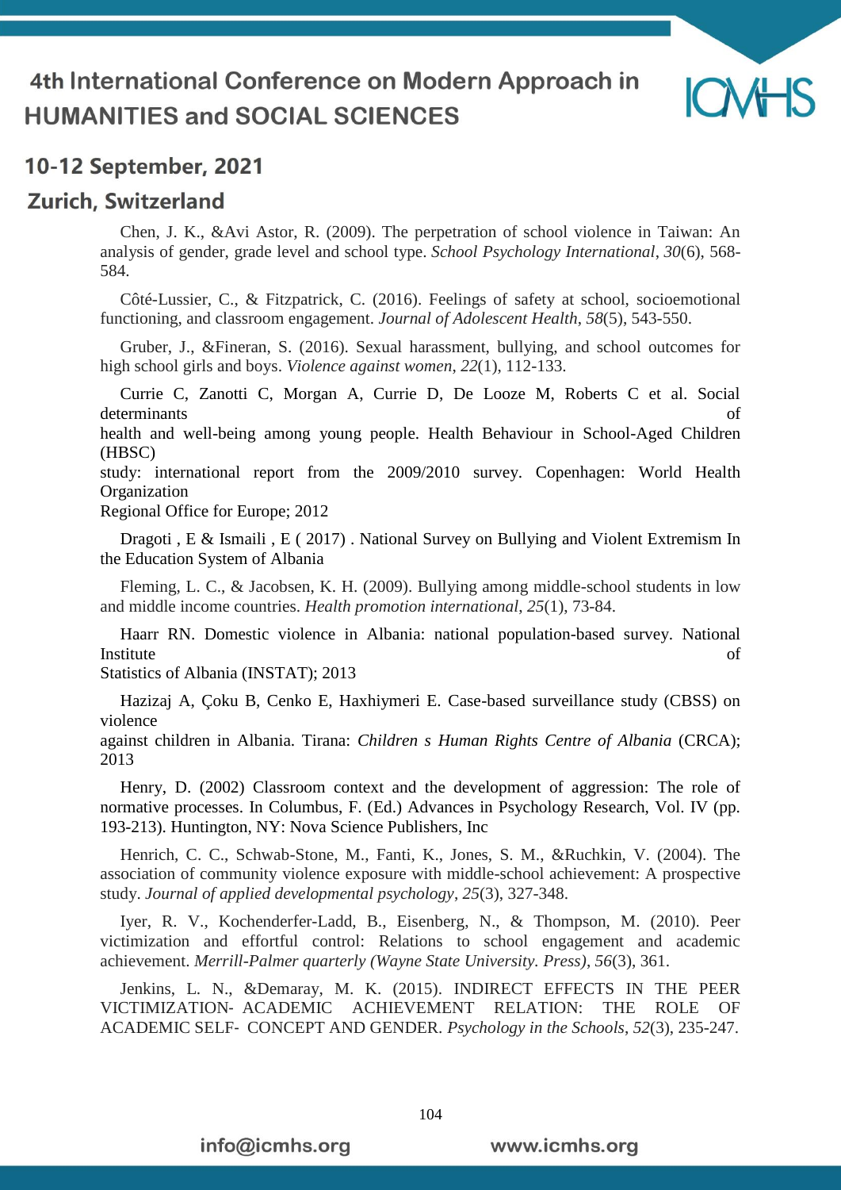Chen, J. K., &Avi Astor, R. (2009). The perpetration of school violence in Taiwan: An analysis of gender, grade level and school type. *School Psychology International*, *30*(6), 568-584.

Côté-Lussier, C., & Fitzpatrick, C. (2016). Feelings of safety at school, socioemotional functioning, and classroom engagement. *Journal of Adolescent Health*, *58*(5), 543-550.

Gruber, J., &Fineran, S. (2016). Sexual harassment, bullying, and school outcomes for high school girls and boys. *Violence against women*, *22*(1), 112-133.

Currie C, Zanotti C, Morgan A, Currie D, De Looze M, Roberts C et al. Social determinants of health and well-being among young people. Health Behaviour in School-Aged Children (HBSC) study: international report from the 2009/2010 survey. Copenhagen: World Health Organization Regional Office for Europe; 2012

Dragoti , E & Ismaili , E ( 2017) . National Survey on Bullying and Violent Extremism In the Education System of Albania

Fleming, L. C., & Jacobsen, K. H. (2009). Bullying among middle-school students in low and middle income countries. *Health promotion international*, *25*(1), 73-84.

Haarr RN. Domestic violence in Albania: national population-based survey. National Institute of Statistics of Albania (INSTAT); 2013

Hazizaj A, Çoku B, Cenko E, Haxhiymeri E. Case-based surveillance study (CBSS) on violence against children in Albania. Tirana: *Children s Human Rights Centre of Albania* (CRCA); 2013

Henry, D. (2002) Classroom context and the development of aggression: The role of normative processes. In Columbus, F. (Ed.) Advances in Psychology Research, Vol. IV (pp. 193-213). Huntington, NY: Nova Science Publishers, Inc

Henrich, C. C., Schwab-Stone, M., Fanti, K., Jones, S. M., &Ruchkin, V. (2004). The association of community violence exposure with middle-school achievement: A prospective study. *Journal of applied developmental psychology*, *25*(3), 327-348.

Iyer, R. V., Kochenderfer-Ladd, B., Eisenberg, N., & Thompson, M. (2010). Peer victimization and effortful control: Relations to school engagement and academic achievement. *Merrill-Palmer quarterly (Wayne State University. Press)*, *56*(3), 361.

Jenkins, L. N., &Demaray, M. K. (2015). INDIRECT EFFECTS IN THE PEER VICTIMIZATION- ACADEMIC ACHIEVEMENT RELATION: THE ROLE OF ACADEMIC SELF- CONCEPT AND GENDER. *Psychology in the Schools*, *52*(3), 235-247.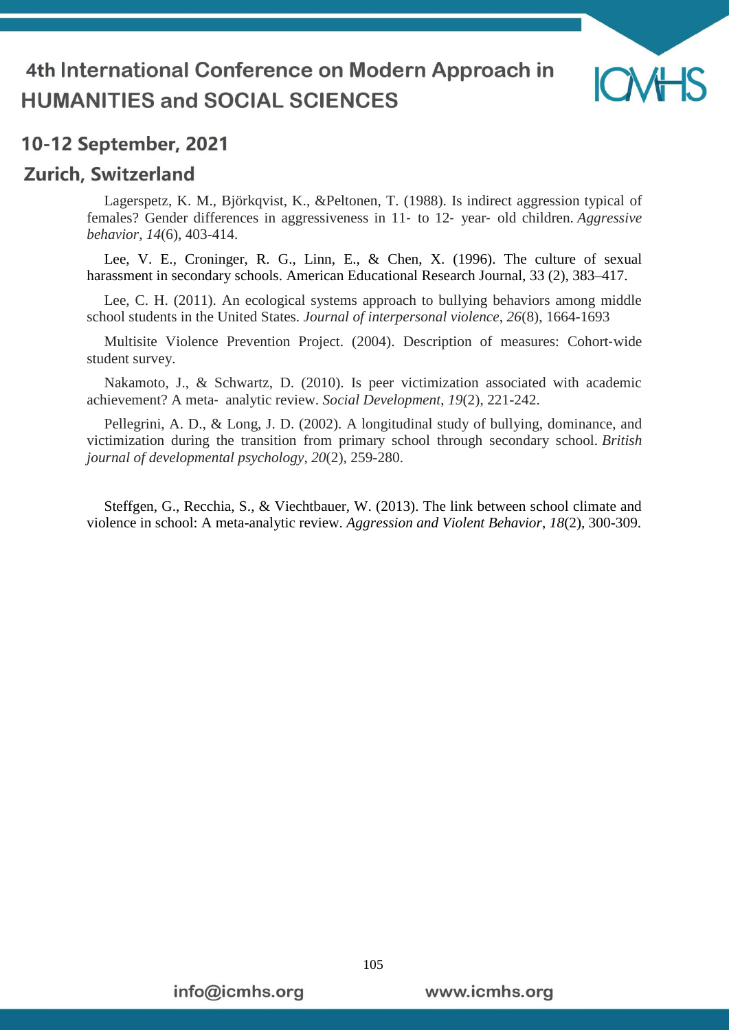Lagerspetz, K. M., Björkqvist, K., &Peltonen, T. (1988). Is indirect aggression typical of females? Gender differences in aggressiveness in 11- to 12- year- old children. *Aggressive behavior*, *14*(6), 403-414.

Lee, V. E., Croninger, R. G., Linn, E., & Chen, X. (1996). The culture of sexual harassment in secondary schools. American Educational Research Journal, 33 (2), 383–417.

Lee, C. H. (2011). An ecological systems approach to bullying behaviors among middle school students in the United States. *Journal of interpersonal violence*, *26*(8), 1664-1693

Multisite Violence Prevention Project. (2004). Description of measures: Cohort-wide student survey.

Nakamoto, J., & Schwartz, D. (2010). Is peer victimization associated with academic achievement? A meta- analytic review. *Social Development*, *19*(2), 221-242.

Pellegrini, A. D., & Long, J. D. (2002). A longitudinal study of bullying, dominance, and victimization during the transition from primary school through secondary school. *British journal of developmental psychology*, *20*(2), 259-280.

Steffgen, G., Recchia, S., & Viechtbauer, W. (2013). The link between school climate and violence in school: A meta-analytic review. *Aggression and Violent Behavior*, *18*(2), 300-309.